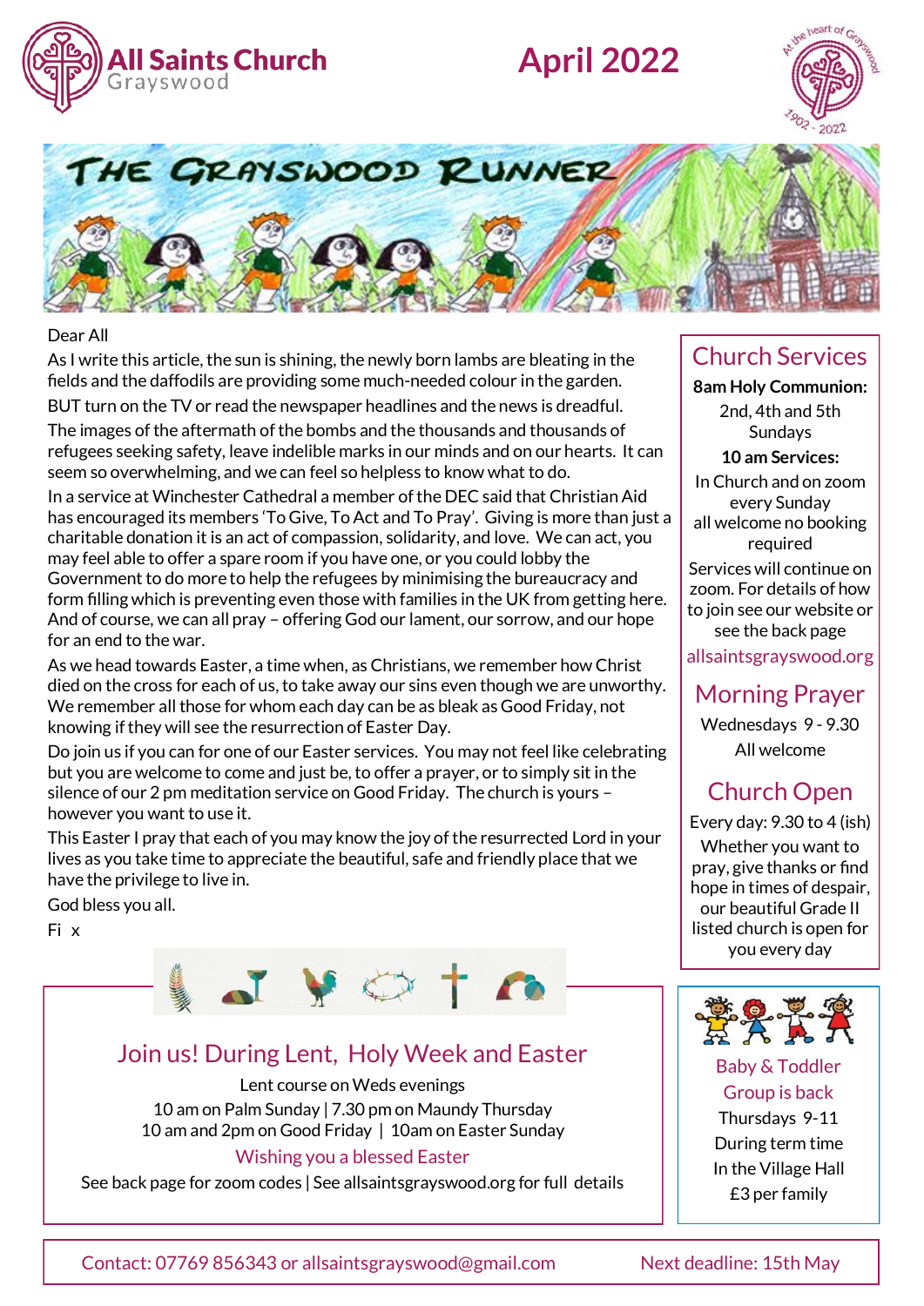# All Saints Church
Grayswood

# April 2022

At the heart of Grayswood 1902 - 2022

THE GRAYSWOOD RUNNER

Dear All

As I write this article, the sun is shining, the newly born lambs are bleating in the fields and the daffodils are providing some much-needed colour in the garden.

BUT turn on the TV or read the newspaper headlines and the news is dreadful.

The images of the aftermath of the bombs and the thousands and thousands of refugees seeking safety, leave indelible marks in our minds and on our hearts. It can seem so overwhelming, and we can feel so helpless to know what to do.

In a service at Winchester Cathedral a member of the DEC said that Christian Aid has encouraged its members 'To Give, To Act and To Pray'. Giving is more than just a charitable donation it is an act of compassion, solidarity, and love. We can act, you may feel able to offer a spare room if you have one, or you could lobby the Government to do more to help the refugees by minimising the bureaucracy and form filling which is preventing even those with families in the UK from getting here. And of course, we can all pray – offering God our lament, our sorrow, and our hope for an end to the war.

As we head towards Easter, a time when, as Christians, we remember how Christ died on the cross for each of us, to take away our sins even though we are unworthy. We remember all those for whom each day can be as bleak as Good Friday, not knowing if they will see the resurrection of Easter Day.

Do join us if you can for one of our Easter services. You may not feel like celebrating but you are welcome to come and just be, to offer a prayer, or to simply sit in the silence of our 2 pm meditation service on Good Friday. The church is yours – however you want to use it.

This Easter I pray that each of you may know the joy of the resurrected Lord in your lives as you take time to appreciate the beautiful, safe and friendly place that we have the privilege to live in.

God bless you all.

Fi x

## Join us! During Lent, Holy Week and Easter

Lent course on Weds evenings

10 am on Palm Sunday | 7.30 pm on Maundy Thursday

10 am and 2pm on Good Friday | 10am on Easter Sunday

Wishing you a blessed Easter

See back page for zoom codes | See allsaintsgrayswood.org for full details

## Church Services

**8am Holy Communion:**
2nd, 4th and 5th Sundays

**10 am Services:**
In Church and on zoom every Sunday
all welcome no booking required

Services will continue on zoom. For details of how to join see our website or see the back page

allsaintsgrayswood.org

## Morning Prayer

Wednesdays 9 - 9.30
All welcome

## Church Open

Every day: 9.30 to 4 (ish)

Whether you want to pray, give thanks or find hope in times of despair, our beautiful Grade II listed church is open for you every day

## Baby & Toddler Group is back

Thursdays 9-11
During term time
In the Village Hall
£3 per family

Contact: 07769 856343 or allsaintsgrayswood@gmail.com

Next deadline: 15th May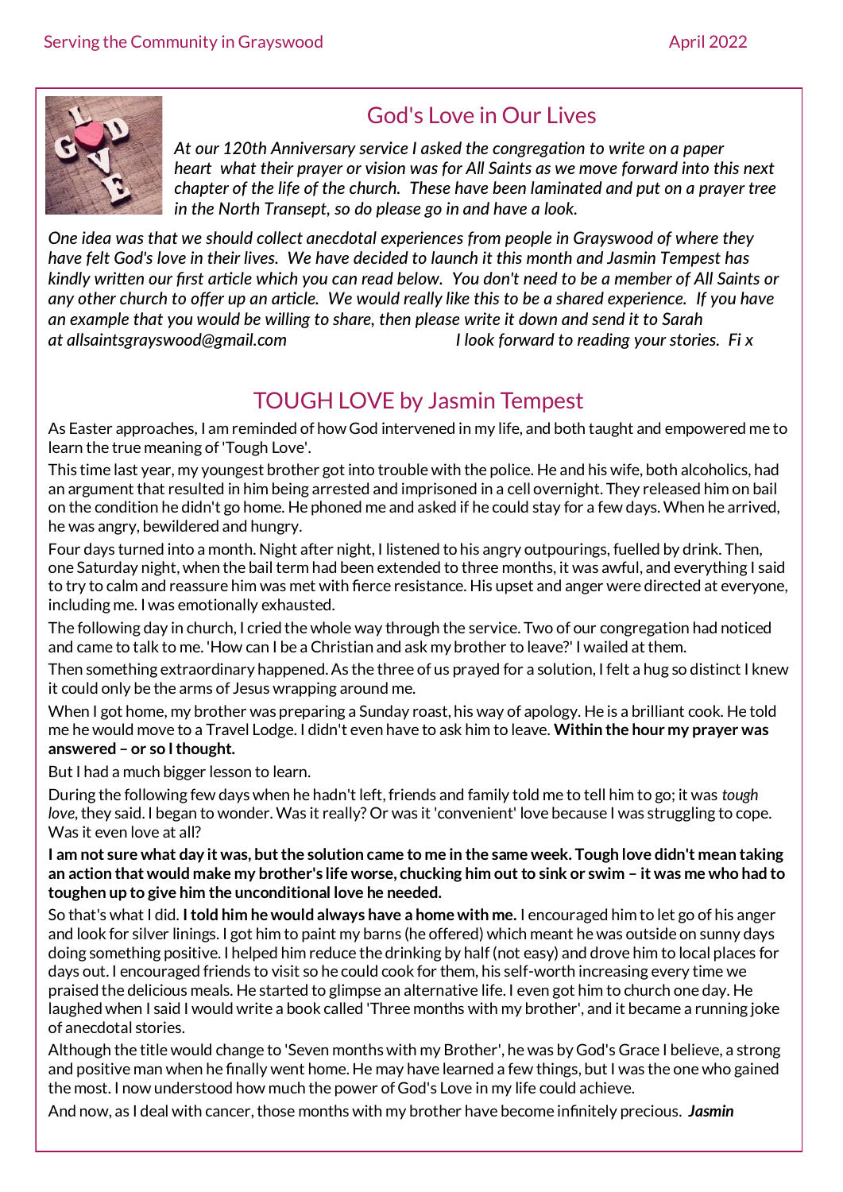## God's Love in Our Lives

*At our 120th Anniversary service I asked the congregation to write on a paper heart what their prayer or vision was for All Saints as we move forward into this next chapter of the life of the church. These have been laminated and put on a prayer tree in the North Transept, so do please go in and have a look.*

*One idea was that we should collect anecdotal experiences from people in Grayswood of where they have felt God's love in their lives. We have decided to launch it this month and Jasmin Tempest has kindly written our first article which you can read below. You don't need to be a member of All Saints or any other church to offer up an article. We would really like this to be a shared experience. If you have an example that you would be willing to share, then please write it down and send it to Sarah at allsaintsgrayswood@gmail.com I look forward to reading your stories. Fi x*

## TOUGH LOVE by Jasmin Tempest

As Easter approaches, I am reminded of how God intervened in my life, and both taught and empowered me to learn the true meaning of 'Tough Love'.

This time last year, my youngest brother got into trouble with the police. He and his wife, both alcoholics, had an argument that resulted in him being arrested and imprisoned in a cell overnight. They released him on bail on the condition he didn't go home. He phoned me and asked if he could stay for a few days. When he arrived, he was angry, bewildered and hungry.

Four days turned into a month. Night after night, I listened to his angry outpourings, fuelled by drink. Then, one Saturday night, when the bail term had been extended to three months, it was awful, and everything I said to try to calm and reassure him was met with fierce resistance. His upset and anger were directed at everyone, including me. I was emotionally exhausted.

The following day in church, I cried the whole way through the service. Two of our congregation had noticed and came to talk to me. 'How can I be a Christian and ask my brother to leave?' I wailed at them.

Then something extraordinary happened. As the three of us prayed for a solution, I felt a hug so distinct I knew it could only be the arms of Jesus wrapping around me.

When I got home, my brother was preparing a Sunday roast, his way of apology. He is a brilliant cook. He told me he would move to a Travel Lodge. I didn't even have to ask him to leave. **Within the hour my prayer was answered – or so I thought.**

But I had a much bigger lesson to learn.

During the following few days when he hadn't left, friends and family told me to tell him to go; it was *tough love*, they said. I began to wonder. Was it really? Or was it 'convenient' love because I was struggling to cope. Was it even love at all?

**I am not sure what day it was, but the solution came to me in the same week. Tough love didn't mean taking an action that would make my brother's life worse, chucking him out to sink or swim – it was me who had to toughen up to give him the unconditional love he needed.**

So that's what I did. **I told him he would always have a home with me.** I encouraged him to let go of his anger and look for silver linings. I got him to paint my barns (he offered) which meant he was outside on sunny days doing something positive. I helped him reduce the drinking by half (not easy) and drove him to local places for days out. I encouraged friends to visit so he could cook for them, his self-worth increasing every time we praised the delicious meals. He started to glimpse an alternative life. I even got him to church one day. He laughed when I said I would write a book called 'Three months with my brother', and it became a running joke of anecdotal stories.

Although the title would change to 'Seven months with my Brother', he was by God's Grace I believe, a strong and positive man when he finally went home. He may have learned a few things, but I was the one who gained the most. I now understood how much the power of God's Love in my life could achieve.

And now, as I deal with cancer, those months with my brother have become infinitely precious. ***Jasmin***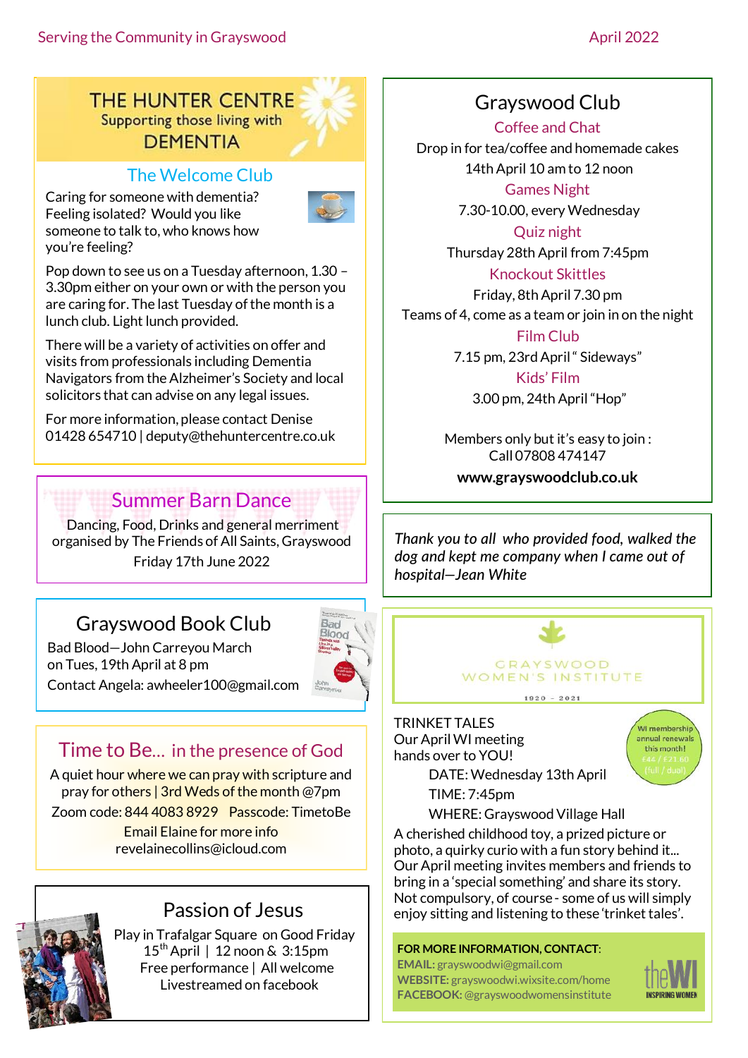## THE HUNTER CENTRE

Supporting those living with

## DEMENTIA

### The Welcome Club

Caring for someone with dementia? Feeling isolated? Would you like someone to talk to, who knows how you're feeling?

Pop down to see us on a Tuesday afternoon, 1.30 – 3.30pm either on your own or with the person you are caring for. The last Tuesday of the month is a lunch club. Light lunch provided.

There will be a variety of activities on offer and visits from professionals including Dementia Navigators from the Alzheimer's Society and local solicitors that can advise on any legal issues.

For more information, please contact Denise 01428 654710 | deputy@thehuntercentre.co.uk

## Summer Barn Dance

Dancing, Food, Drinks and general merriment organised by The Friends of All Saints, Grayswood

Friday 17th June 2022

## Grayswood Book Club

Bad Blood—John Carreyou March on Tues, 19th April at 8 pm

Contact Angela: awheeler100@gmail.com

## Time to Be... in the presence of God

A quiet hour where we can pray with scripture and pray for others | 3rd Weds of the month @7pm

Zoom code: 844 4083 8929 Passcode: TimetoBe

Email Elaine for more info revelainecollins@icloud.com

## Passion of Jesus

Play in Trafalgar Square on Good Friday 15th April | 12 noon & 3:15pm

Free performance | All welcome

Livestreamed on facebook

## Grayswood Club

### Coffee and Chat

Drop in for tea/coffee and homemade cakes

14th April 10 am to 12 noon

### Games Night

7.30-10.00, every Wednesday

### Quiz night

Thursday 28th April from 7:45pm

### Knockout Skittles

Friday, 8th April 7.30 pm

Teams of 4, come as a team or join in on the night

### Film Club

7.15 pm, 23rd April " Sideways"

### Kids' Film

3.00 pm, 24th April "Hop"

Members only but it's easy to join : Call 07808 474147

**www.grayswoodclub.co.uk**

*Thank you to all who provided food, walked the dog and kept me company when I came out of hospital—Jean White*

## GRAYSWOOD WOMEN'S INSTITUTE

1920 – 2021

WI membership annual renewals this month! £44 / £21.60 (full / dual)

TRINKET TALES

Our April WI meeting hands over to YOU!

DATE: Wednesday 13th April

TIME: 7:45pm

WHERE: Grayswood Village Hall

A cherished childhood toy, a prized picture or photo, a quirky curio with a fun story behind it... Our April meeting invites members and friends to bring in a 'special something' and share its story. Not compulsory, of course - some of us will simply enjoy sitting and listening to these 'trinket tales'.

**FOR MORE INFORMATION, CONTACT:**

**EMAIL:** grayswoodwi@gmail.com

**WEBSITE:** grayswoodwi.wixsite.com/home

**FACEBOOK:** @grayswoodwomensinstitute

theWI INSPIRING WOMEN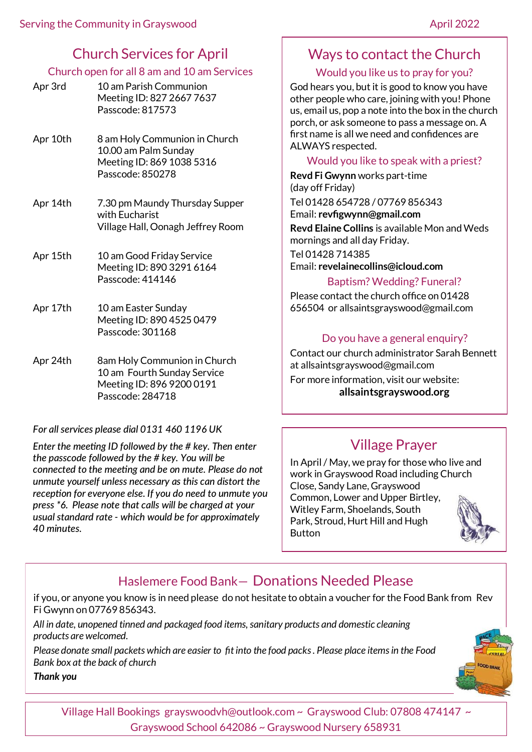Serving the Community in Grayswood

April 2022

## Church Services for April

### Church open for all 8 am and 10 am Services

| | |
|---|---|
| Apr 3rd | 10 am Parish Communion<br>Meeting ID: 827 2667 7637<br>Passcode: 817573 |
| Apr 10th | 8 am Holy Communion in Church<br>10.00 am Palm Sunday<br>Meeting ID: 869 1038 5316<br>Passcode: 850278 |
| Apr 14th | 7.30 pm Maundy Thursday Supper with Eucharist<br>Village Hall, Oonagh Jeffrey Room |
| Apr 15th | 10 am Good Friday Service<br>Meeting ID: 890 3291 6164<br>Passcode: 414146 |
| Apr 17th | 10 am Easter Sunday<br>Meeting ID: 890 4525 0479<br>Passcode: 301168 |
| Apr 24th | 8am Holy Communion in Church<br>10 am Fourth Sunday Service<br>Meeting ID: 896 9200 0191<br>Passcode: 284718 |

*For all services please dial 0131 460 1196 UK*

*Enter the meeting ID followed by the # key. Then enter the passcode followed by the # key. You will be connected to the meeting and be on mute. Please do not unmute yourself unless necessary as this can distort the reception for everyone else. If you do need to unmute you press *6. Please note that calls will be charged at your usual standard rate - which would be for approximately 40 minutes.*

## Ways to contact the Church

### Would you like us to pray for you?

God hears you, but it is good to know you have other people who care, joining with you! Phone us, email us, pop a note into the box in the church porch, or ask someone to pass a message on. A first name is all we need and confidences are ALWAYS respected.

### Would you like to speak with a priest?

**Revd Fi Gwynn** works part-time (day off Friday)

Tel 01428 654728 / 07769 856343

Email: **revfigwynn@gmail.com**

**Revd Elaine Collins** is available Mon and Weds mornings and all day Friday.

Tel 01428 714385

Email: **revelainecollins@icloud.com**

### Baptism? Wedding? Funeral?

Please contact the church office on 01428 656504 or allsaintsgrayswood@gmail.com

### Do you have a general enquiry?

Contact our church administrator Sarah Bennett at allsaintsgrayswood@gmail.com

For more information, visit our website:
**allsaintsgrayswood.org**

## Village Prayer

In April / May, we pray for those who live and work in Grayswood Road including Church Close, Sandy Lane, Grayswood Common, Lower and Upper Birtley, Witley Farm, Shoelands, South Park, Stroud, Hurt Hill and Hugh Button

## Haslemere Food Bank— Donations Needed Please

if you, or anyone you know is in need please do not hesitate to obtain a voucher for the Food Bank from Rev Fi Gwynn on 07769 856343.

*All in date, unopened tinned and packaged food items, sanitary products and domestic cleaning products are welcomed.*

*Please donate small packets which are easier to fit into the food packs. Please place items in the Food Bank box at the back of church*

***Thank you***

Village Hall Bookings grayswoodvh@outlook.com ~ Grayswood Club: 07808 474147 ~ Grayswood School 642086 ~ Grayswood Nursery 658931